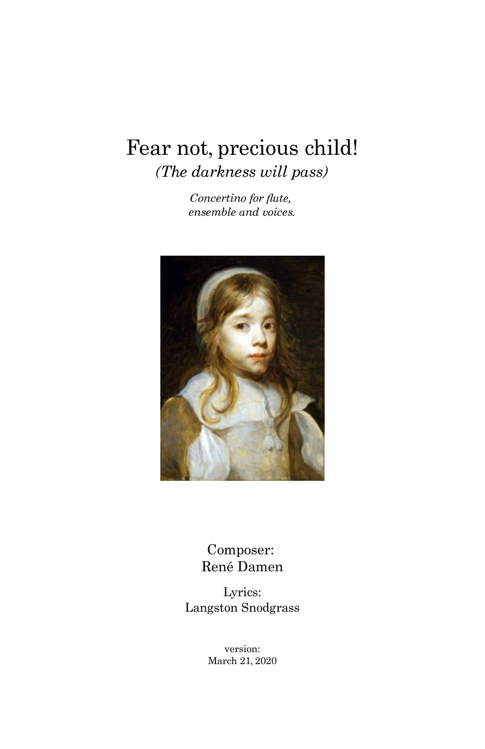# Fear not, precious child!

*(The darkness will pass)*

*Concertino for flute,*
*ensemble and voices.*

Composer:
René Damen

Lyrics:
Langston Snodgrass

version:
March 21, 2020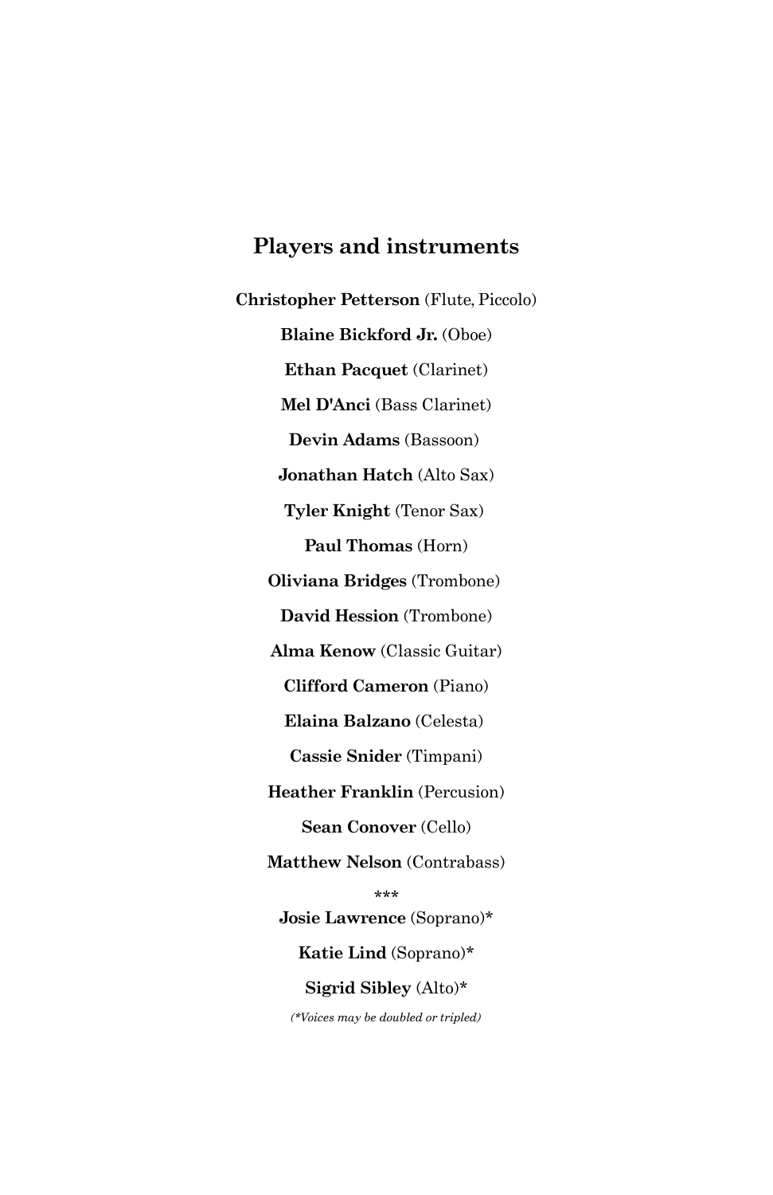## Players and instruments

**Christopher Petterson** (Flute, Piccolo)

**Blaine Bickford Jr.** (Oboe)

**Ethan Pacquet** (Clarinet)

**Mel D'Anci** (Bass Clarinet)

**Devin Adams** (Bassoon)

**Jonathan Hatch** (Alto Sax)

**Tyler Knight** (Tenor Sax)

**Paul Thomas** (Horn)

**Oliviana Bridges** (Trombone)

**David Hession** (Trombone)

**Alma Kenow** (Classic Guitar)

**Clifford Cameron** (Piano)

**Elaina Balzano** (Celesta)

**Cassie Snider** (Timpani)

**Heather Franklin** (Percusion)

**Sean Conover** (Cello)

**Matthew Nelson** (Contrabass)

***

**Josie Lawrence** (Soprano)*

**Katie Lind** (Soprano)*

**Sigrid Sibley** (Alto)*

*(*Voices may be doubled or tripled)*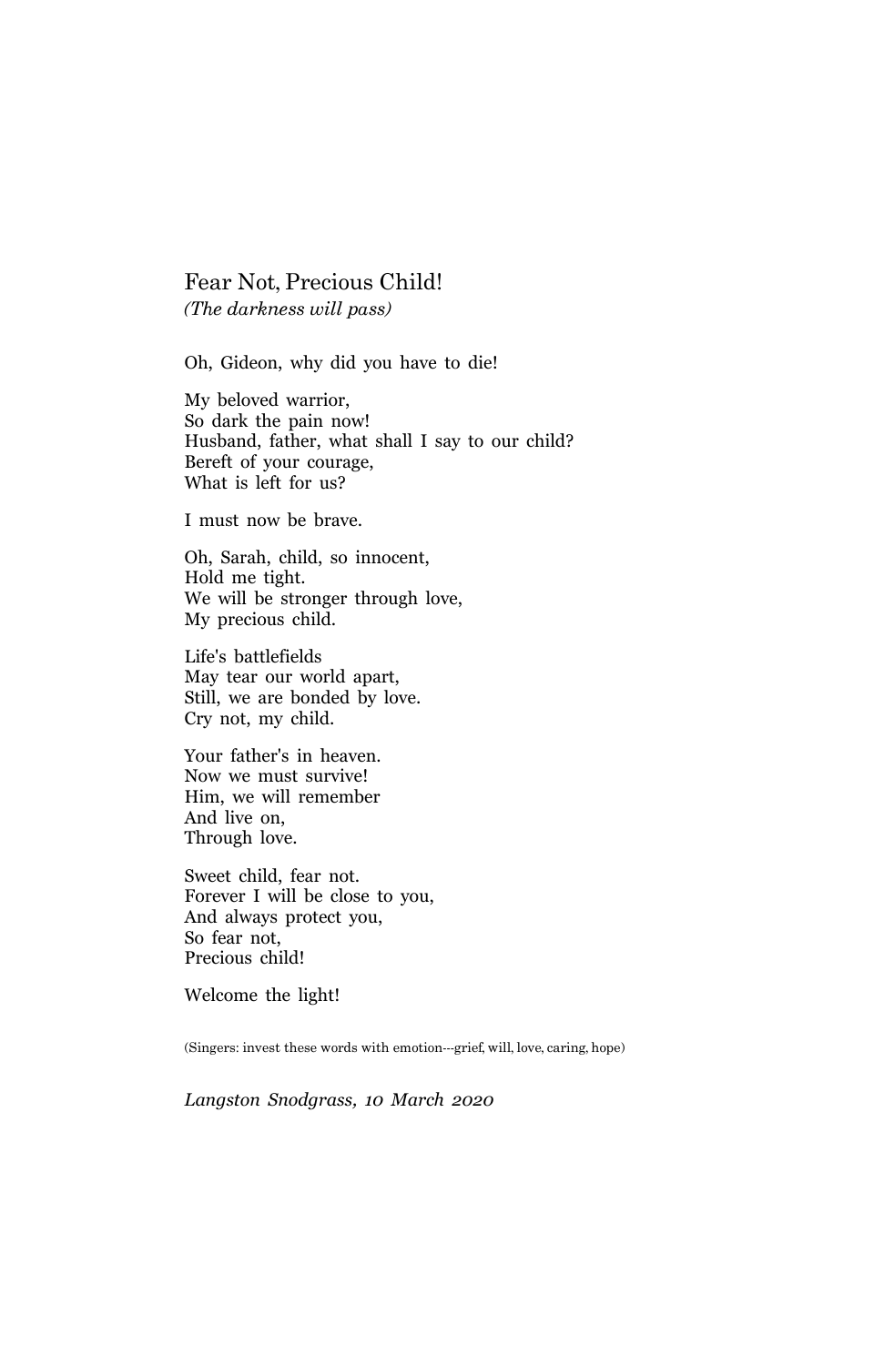# Fear Not, Precious Child!

*(The darkness will pass)*

Oh, Gideon, why did you have to die!

My beloved warrior,  
So dark the pain now!  
Husband, father, what shall I say to our child?  
Bereft of your courage,  
What is left for us?

I must now be brave.

Oh, Sarah, child, so innocent,  
Hold me tight.  
We will be stronger through love,  
My precious child.

Life's battlefields  
May tear our world apart,  
Still, we are bonded by love.  
Cry not, my child.

Your father's in heaven.  
Now we must survive!  
Him, we will remember  
And live on,  
Through love.

Sweet child, fear not.  
Forever I will be close to you,  
And always protect you,  
So fear not,  
Precious child!

Welcome the light!

(Singers: invest these words with emotion---grief, will, love, caring, hope)

*Langston Snodgrass, 10 March 2020*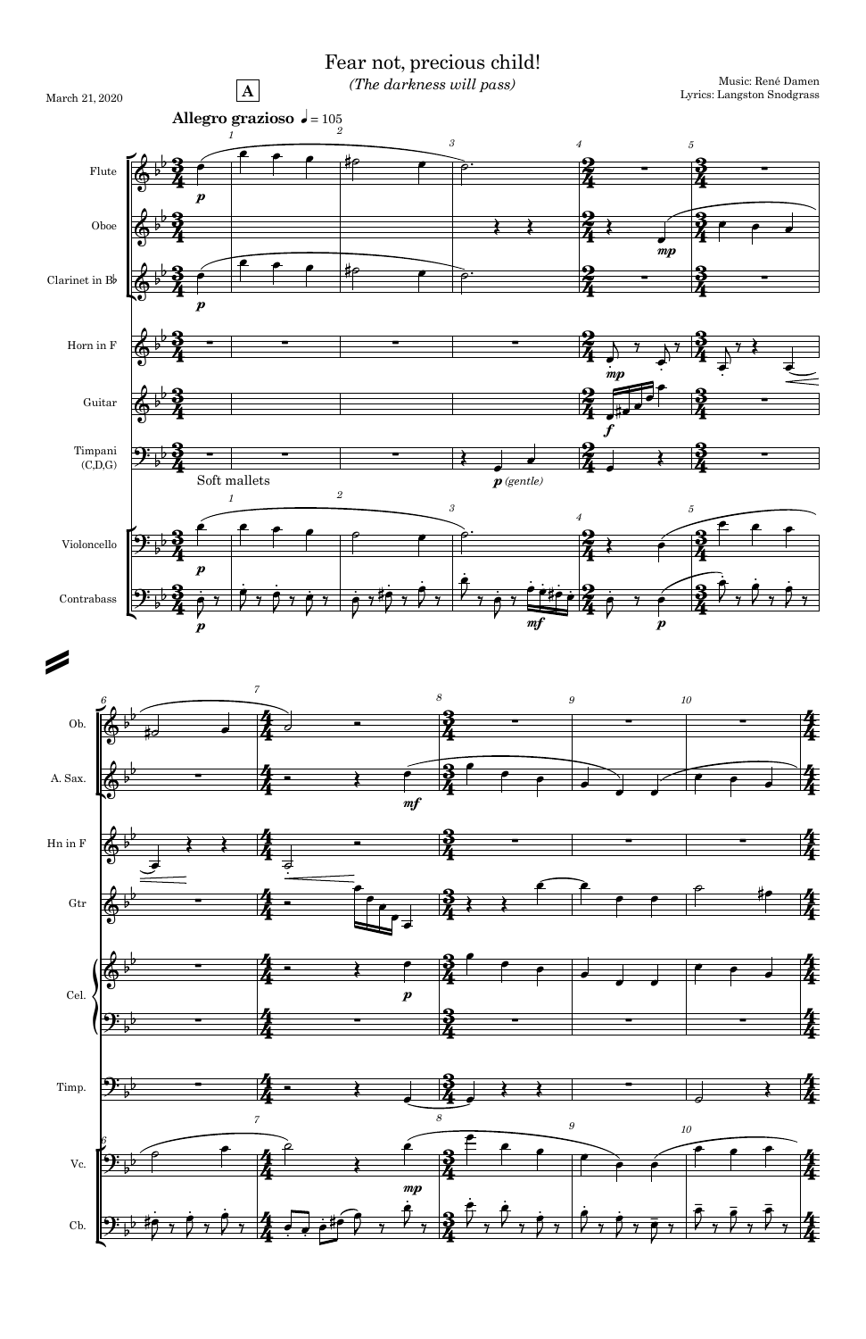# Fear not, precious child!

*(The darkness will pass)*

March 21, 2020

Music: René Damen
Lyrics: Langston Snodgrass

**A**

**Allegro grazioso** ♩ = 105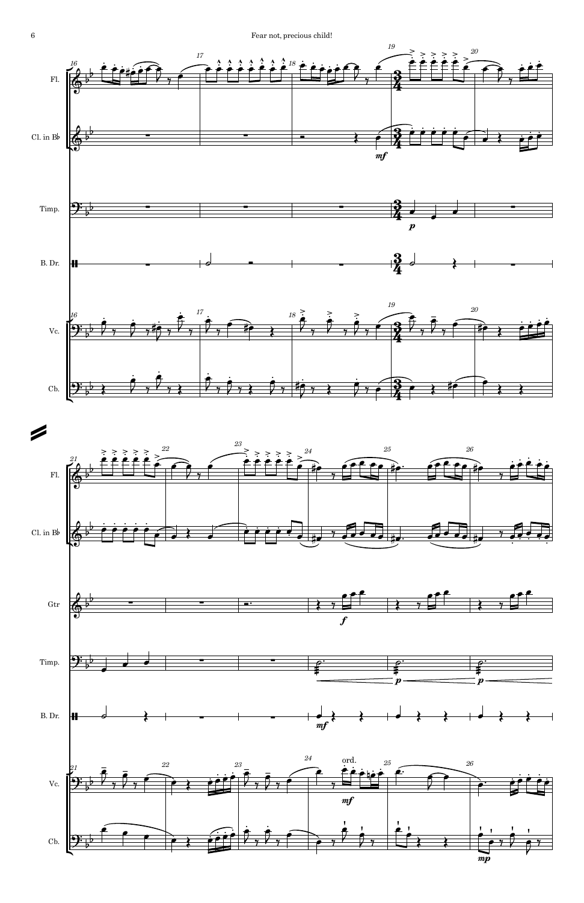Fl.

Cl. in B♭

Timp.

B. Dr.

Vc.

Cb.

*mf*

*p*

Fl.

Cl. in B♭

Gtr

Timp.

B. Dr.

Vc.

Cb.

*f*

*p*

*p*

*mf*

ord.

*mf*

*mp*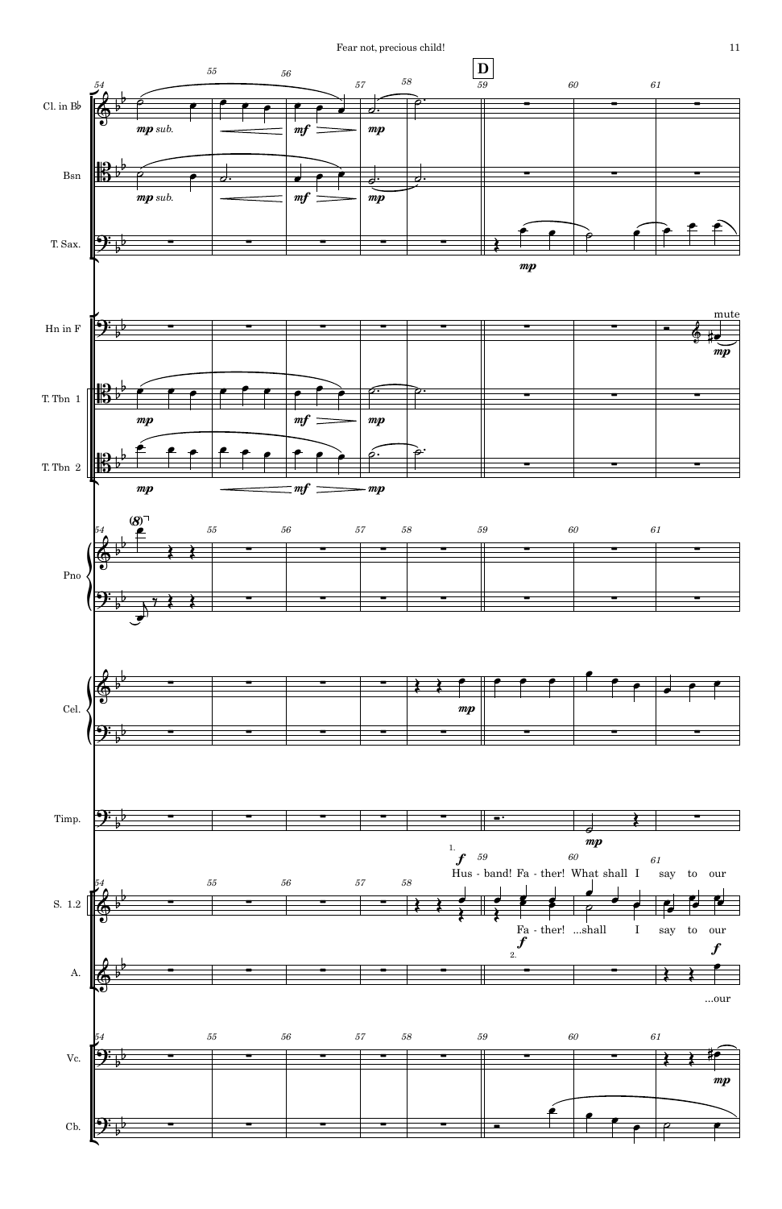**D**

Cl. in B♭ — *mp sub.* — *mf* — *mp*

Bsn — *mp sub.* — *mf* — *mp*

T. Sax. — *mp*

Hn in F — mute — *mp*

T. Tbn 1 — *mp* — *mf* — *mp*

T. Tbn 2 — *mp* — *mf* — *mp*

Pno — *(8)*

Cel. — *mp*

Timp. — *mp*

S. 1.2

1. *f* Hus - band! Fa - ther! What shall I say to our

2. *f* Fa - ther! ...shall I say to our

A. — *f* ...our

Vc. — *mp*

Cb.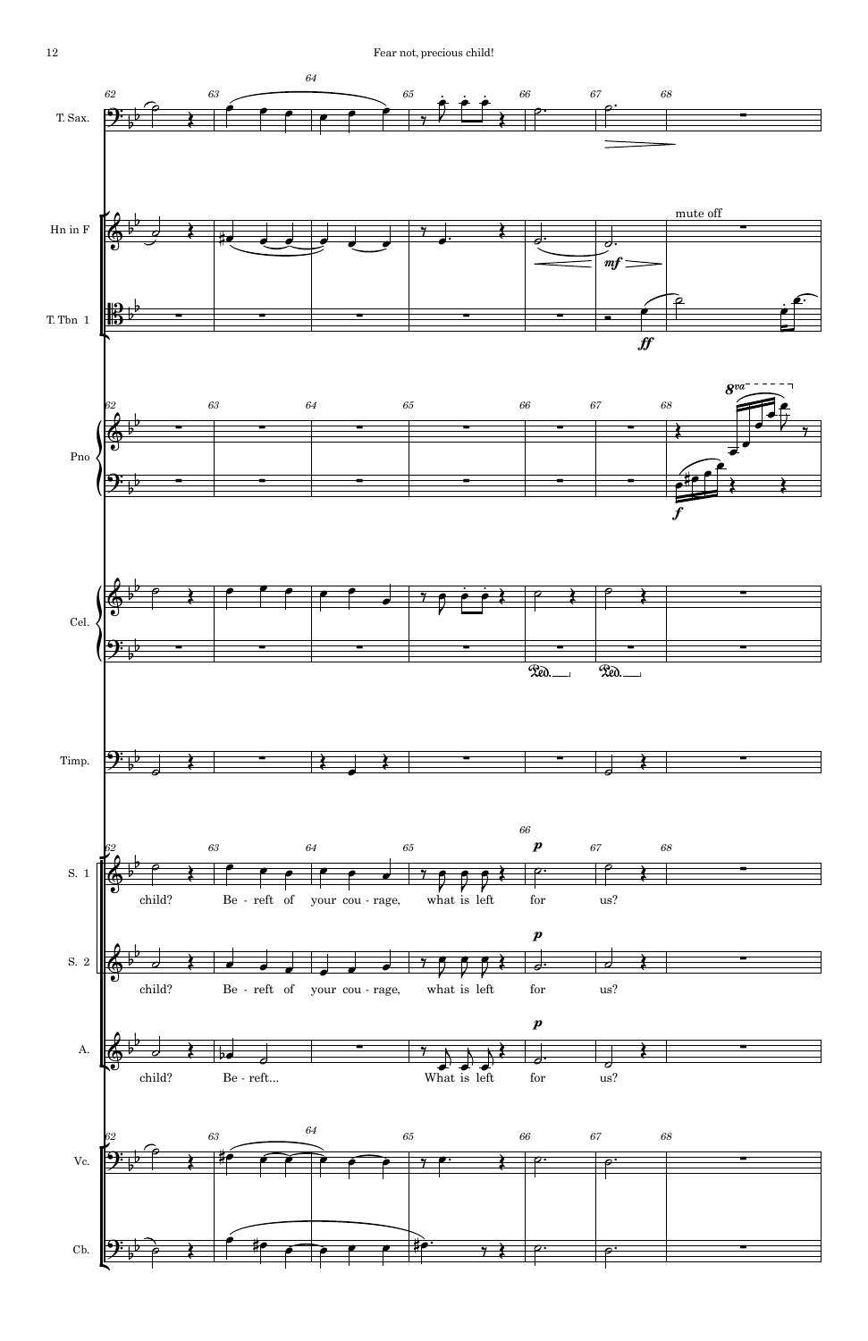T. Sax.

Hn in F

mute off

T. Tbn 1

Pno

Cel.

Timp.

S. 1

child? Be - reft of your cou - rage, what is left for us?

S. 2

child? Be - reft of your cou - rage, what is left for us?

A.

child? Be - reft... What is left for us?

Vc.

Cb.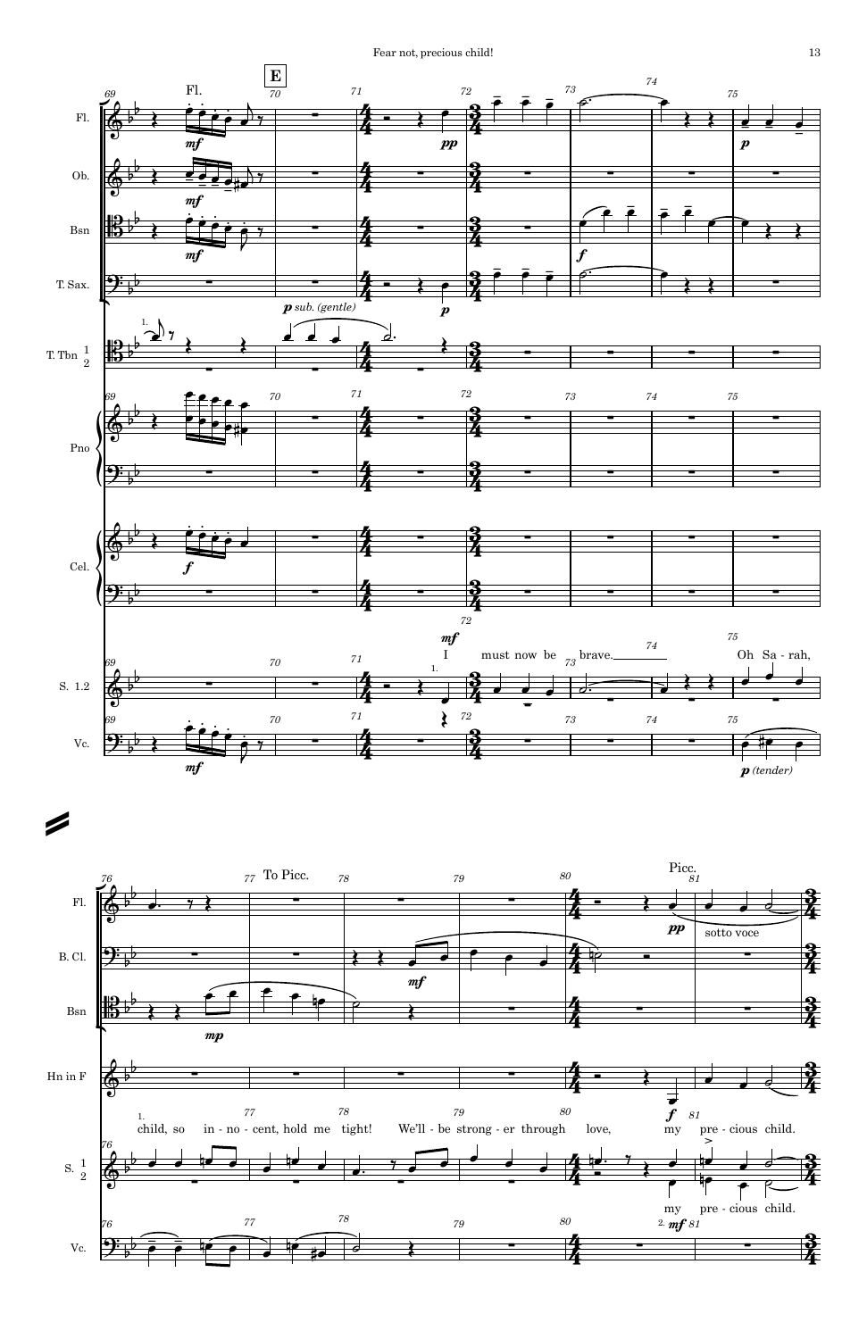E

Fl. Ob. Bsn T. Sax. T. Tbn 1 2 Pno Cel. S. 1.2 Vc.

*mf* *p sub. (gentle)* *pp* *p* *f* *p (tender)*

I must now be brave. Oh Sa - rah,

Fl. B. Cl. Bsn Hn in F S. 1 2 Vc.

To Picc. Picc. *pp* sotto voce *mf* *mp* *f* *mf*

child, so in - no - cent, hold me tight! We'll - be strong - er through love, my pre - cious child.

my pre - cious child.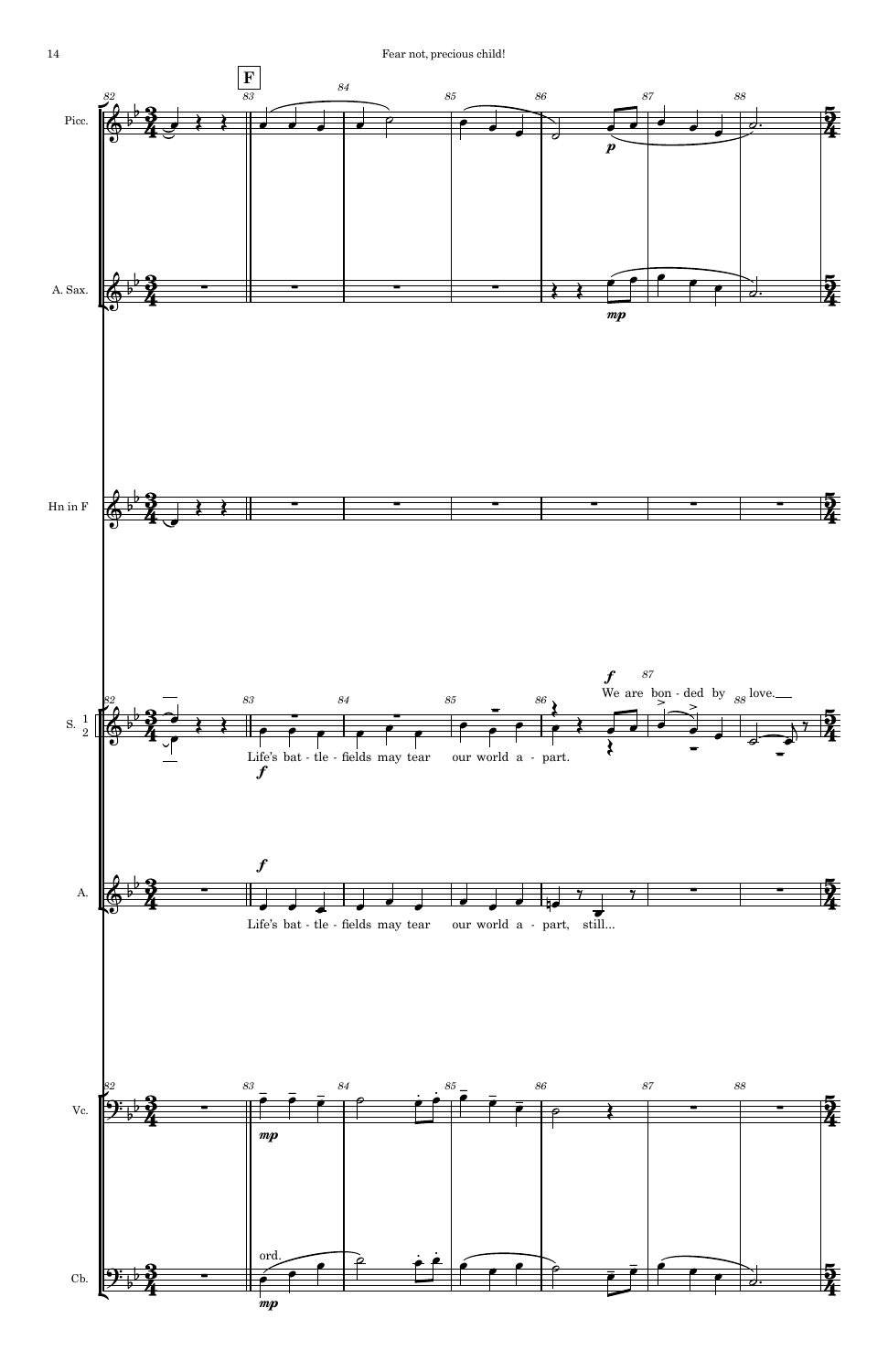Picc.

A. Sax.

Hn in F

S. 1 2

Life's bat - tle - fields may tear our world a - part.

We are bon - ded by love.

A.

Life's bat - tle - fields may tear our world a - part, still...

Vc.

Cb.

ord.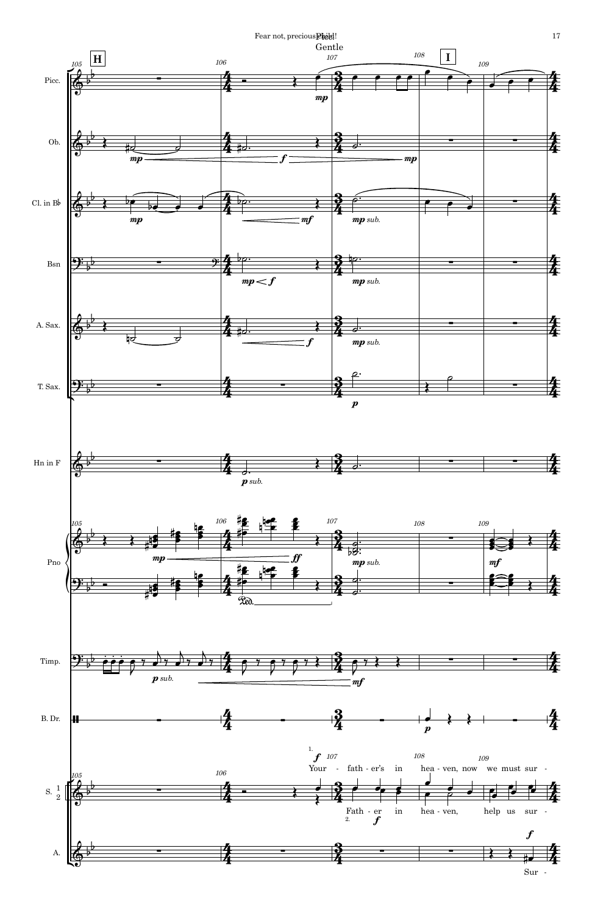Gentle

**H**

**I**

Picc.
Ob.
Cl. in B♭
Bsn
A. Sax.
T. Sax.
Hn in F
Pno
Timp.
B. Dr.
S. 1 2
A.

S. 1: Your - fath - er's in hea - ven, now we must sur -

S. 2: Fath - er in hea - ven, help us sur -

A.: Sur -